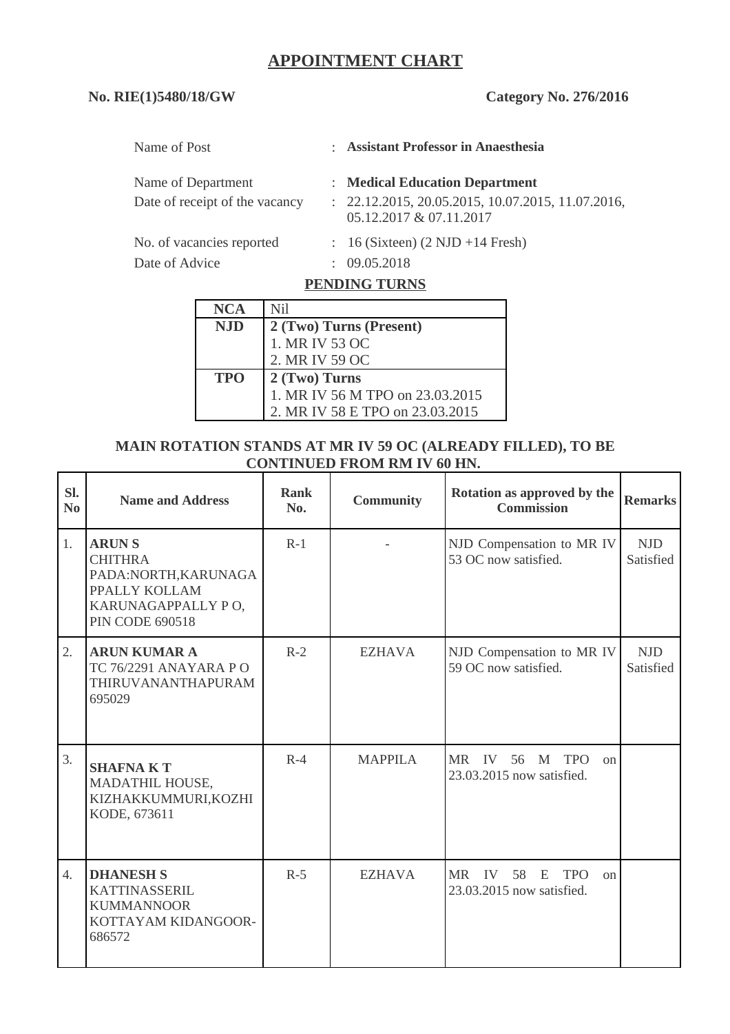# APPOINTMENT CHART

**No. RIE(1)5480/18/GW** **Category No. 276/2016**

| | | |
|---|---|---|
| Name of Post | : | **Assistant Professor in Anaesthesia** |
| Name of Department | : | **Medical Education Department** |
| Date of receipt of the vacancy | : | 22.12.2015, 20.05.2015, 10.07.2015, 11.07.2016, 05.12.2017 & 07.11.2017 |
| No. of vacancies reported | : | 16 (Sixteen) (2 NJD +14 Fresh) |
| Date of Advice | : | 09.05.2018 |

## PENDING TURNS

| | |
|---|---|
| **NCA** | Nil |
| **NJD** | **2 (Two) Turns (Present)**<br>1. MR IV 53 OC<br>2. MR IV 59 OC |
| **TPO** | **2 (Two) Turns**<br>1. MR IV 56 M TPO on 23.03.2015<br>2. MR IV 58 E TPO on 23.03.2015 |

**MAIN ROTATION STANDS AT MR IV 59 OC (ALREADY FILLED), TO BE CONTINUED FROM RM IV 60 HN.**

| Sl. No | Name and Address | Rank No. | Community | Rotation as approved by the Commission | Remarks |
|---|---|---|---|---|---|
| 1. | **ARUN S**<br>CHITHRA<br>PADA:NORTH,KARUNAGA PPALLY KOLLAM<br>KARUNAGAPPALLY P O,<br>PIN CODE 690518 | R-1 | - | NJD Compensation to MR IV 53 OC now satisfied. | NJD Satisfied |
| 2. | **ARUN KUMAR A**<br>TC 76/2291 ANAYARA P O<br>THIRUVANANTHAPURAM<br>695029 | R-2 | EZHAVA | NJD Compensation to MR IV 59 OC now satisfied. | NJD Satisfied |
| 3. | **SHAFNA K T**<br>MADATHIL HOUSE,<br>KIZHAKKUMMURI,KOZHI KODE, 673611 | R-4 | MAPPILA | MR IV 56 M TPO on 23.03.2015 now satisfied. | |
| 4. | **DHANESH S**<br>KATTINASSERIL<br>KUMMANNOOR<br>KOTTAYAM KIDANGOOR-686572 | R-5 | EZHAVA | MR IV 58 E TPO on 23.03.2015 now satisfied. | |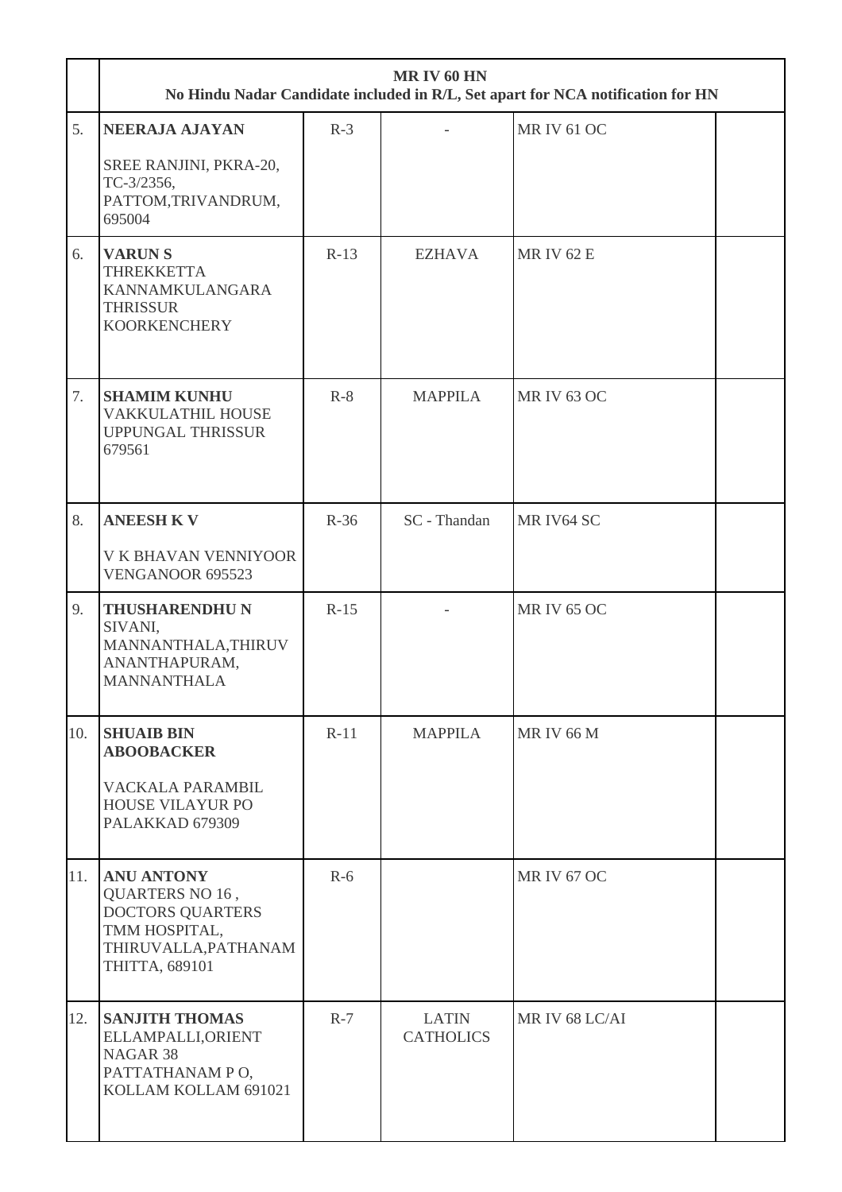| | **MR IV 60 HN**<br>**No Hindu Nadar Candidate included in R/L, Set apart for NCA notification for HN** | | | | |
|---|---|---|---|---|---|
| 5. | **NEERAJA AJAYAN**<br><br>SREE RANJINI, PKRA-20, TC-3/2356, PATTOM,TRIVANDRUM, 695004 | R-3 | - | MR IV 61 OC | |
| 6. | **VARUN S**<br>THREKKETTA KANNAMKULANGARA THRISSUR KOORKENCHERY | R-13 | EZHAVA | MR IV 62 E | |
| 7. | **SHAMIM KUNHU**<br>VAKKULATHIL HOUSE UPPUNGAL THRISSUR 679561 | R-8 | MAPPILA | MR IV 63 OC | |
| 8. | **ANEESH K V**<br><br>V K BHAVAN VENNIYOOR VENGANOOR 695523 | R-36 | SC - Thandan | MR IV64 SC | |
| 9. | **THUSHARENDHU N**<br>SIVANI, MANNANTHALA,THIRUVANANTHAPURAM, MANNANTHALA | R-15 | - | MR IV 65 OC | |
| 10. | **SHUAIB BIN ABOOBACKER**<br><br>VACKALA PARAMBIL HOUSE VILAYUR PO PALAKKAD 679309 | R-11 | MAPPILA | MR IV 66 M | |
| 11. | **ANU ANTONY**<br>QUARTERS NO 16 , DOCTORS QUARTERS TMM HOSPITAL, THIRUVALLA,PATHANAMTHITTA, 689101 | R-6 | | MR IV 67 OC | |
| 12. | **SANJITH THOMAS**<br>ELLAMPALLI,ORIENT NAGAR 38 PATTATHANAM P O, KOLLAM KOLLAM 691021 | R-7 | LATIN CATHOLICS | MR IV 68 LC/AI | |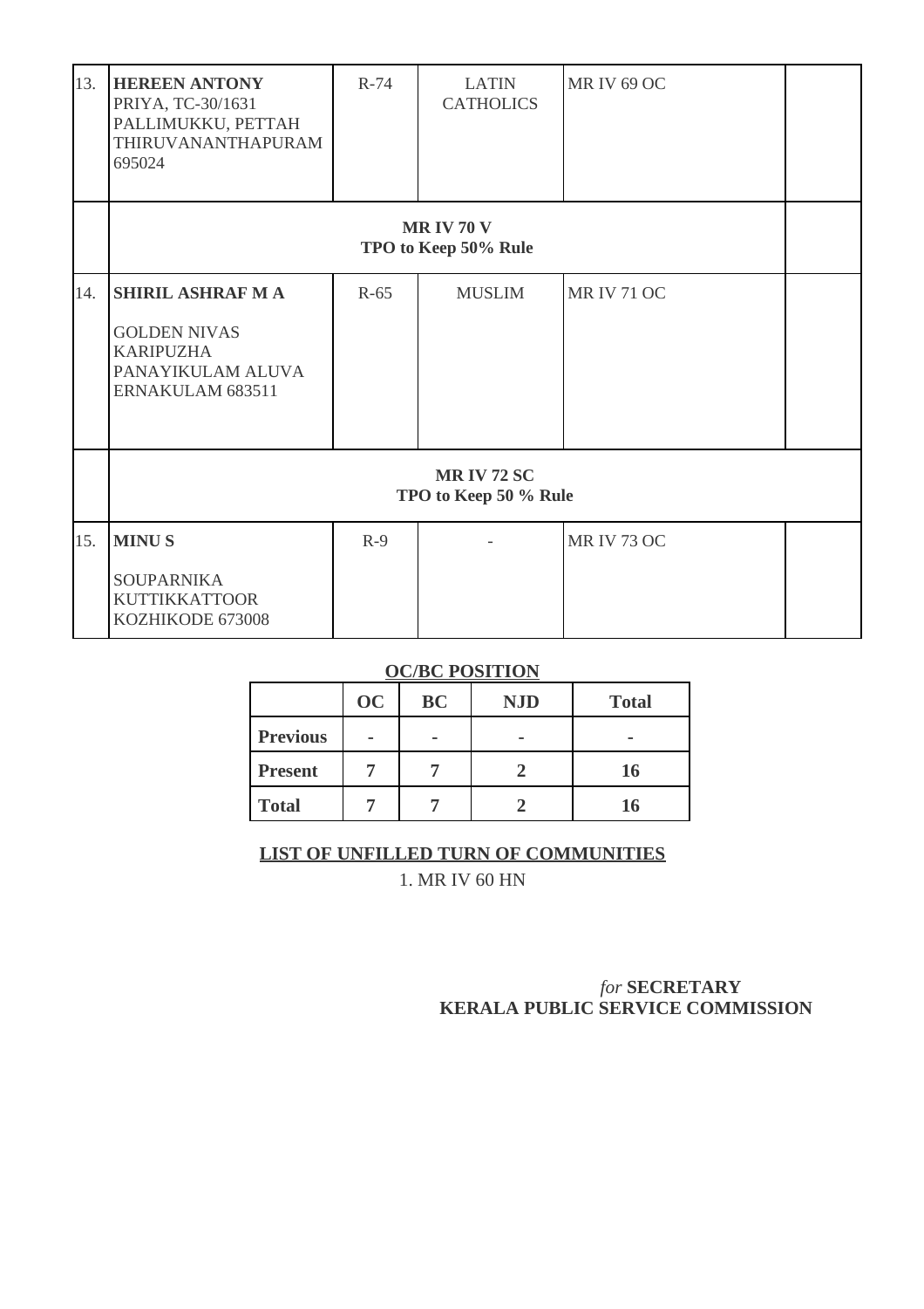| | | | | | |
|---|---|---|---|---|---|
| 13. | **HEREEN ANTONY** PRIYA, TC-30/1631 PALLIMUKKU, PETTAH THIRUVANANTHAPURAM 695024 | R-74 | LATIN CATHOLICS | MR IV 69 OC | |
| | **MR IV 70 V** **TPO to Keep 50% Rule** | | | | |
| 14. | **SHIRIL ASHRAF M A** GOLDEN NIVAS KARIPUZHA PANAYIKULAM ALUVA ERNAKULAM 683511 | R-65 | MUSLIM | MR IV 71 OC | |
| | **MR IV 72 SC** **TPO to Keep 50 % Rule** | | | | |
| 15. | **MINU S** SOUPARNIKA KUTTIKKATTOOR KOZHIKODE 673008 | R-9 | - | MR IV 73 OC | |

**OC/BC POSITION**

| | OC | BC | NJD | Total |
|---|---|---|---|---|
| **Previous** | - | - | - | - |
| **Present** | 7 | 7 | 2 | 16 |
| **Total** | 7 | 7 | 2 | 16 |

**LIST OF UNFILLED TURN OF COMMUNITIES**

1. MR IV 60 HN

*for* **SECRETARY**
**KERALA PUBLIC SERVICE COMMISSION**